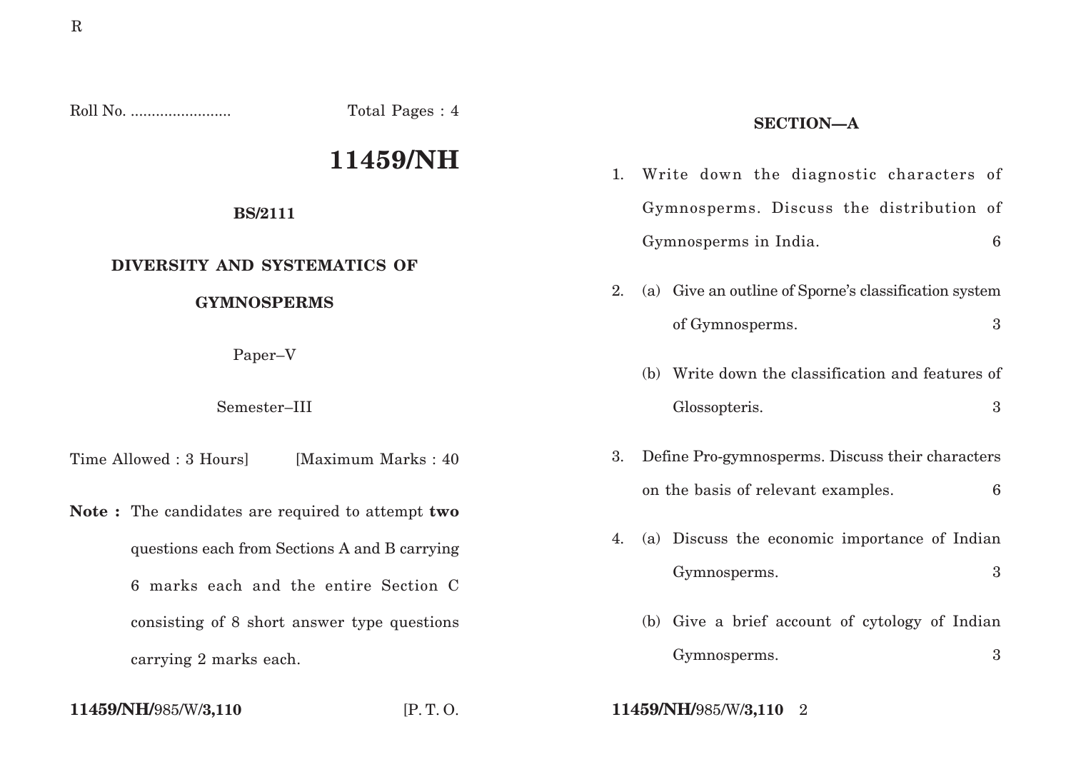Roll No. ........................ Total Pages : 4

# 11459/NH

**BS/2111**

**DIVERSITY AND SYSTEMATICS OF GYMNOSPERMS**

Paper–V

Semester–III

Time Allowed : 3 Hours] [Maximum Marks : 40

**Note :** The candidates are required to attempt **two** questions each from Sections A and B carrying 6 marks each and the entire Section C consisting of 8 short answer type questions carrying 2 marks each.

## SECTION—A

1. Write down the diagnostic characters of Gymnosperms. Discuss the distribution of Gymnosperms in India. 6

2. (a) Give an outline of Sporne's classification system of Gymnosperms. 3

   (b) Write down the classification and features of Glossopteris. 3

3. Define Pro-gymnosperms. Discuss their characters on the basis of relevant examples. 6

4. (a) Discuss the economic importance of Indian Gymnosperms. 3

   (b) Give a brief account of cytology of Indian Gymnosperms. 3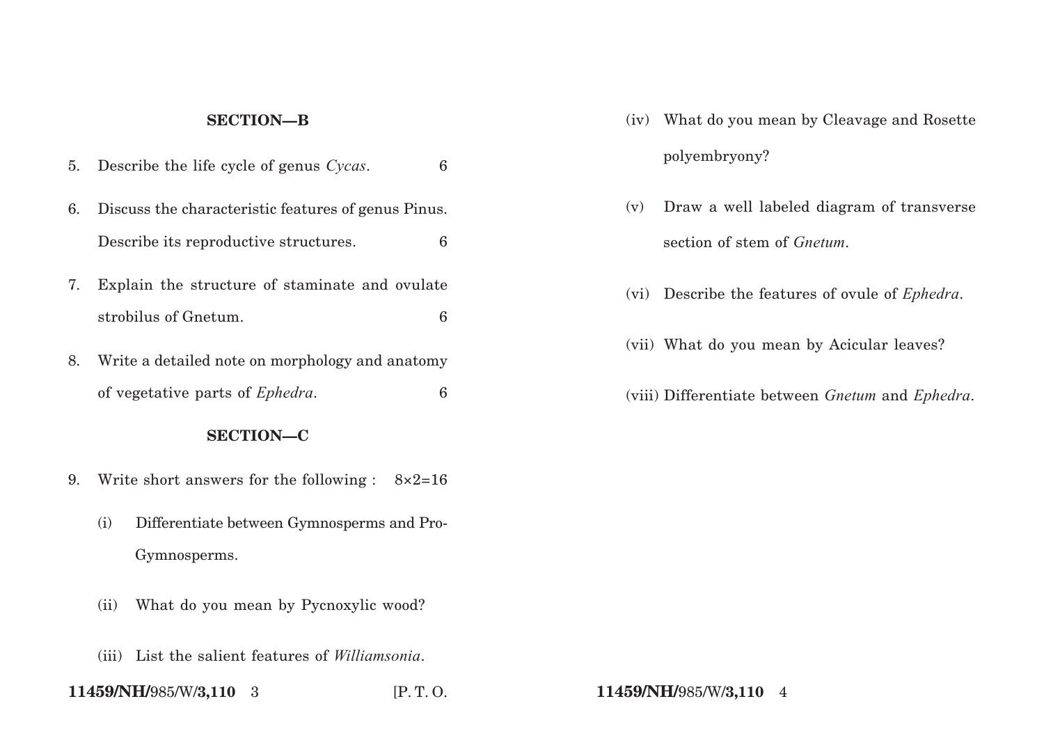## SECTION—B

5. Describe the life cycle of genus *Cycas*. 6

6. Discuss the characteristic features of genus Pinus. Describe its reproductive structures. 6

7. Explain the structure of staminate and ovulate strobilus of Gnetum. 6

8. Write a detailed note on morphology and anatomy of vegetative parts of *Ephedra*. 6

## SECTION—C

9. Write short answers for the following : 8×2=16

   (i) Differentiate between Gymnosperms and Pro-Gymnosperms.

   (ii) What do you mean by Pycnoxylic wood?

   (iii) List the salient features of *Williamsonia*.

   (iv) What do you mean by Cleavage and Rosette polyembryony?

   (v) Draw a well labeled diagram of transverse section of stem of *Gnetum*.

   (vi) Describe the features of ovule of *Ephedra*.

   (vii) What do you mean by Acicular leaves?

   (viii) Differentiate between *Gnetum* and *Ephedra*.